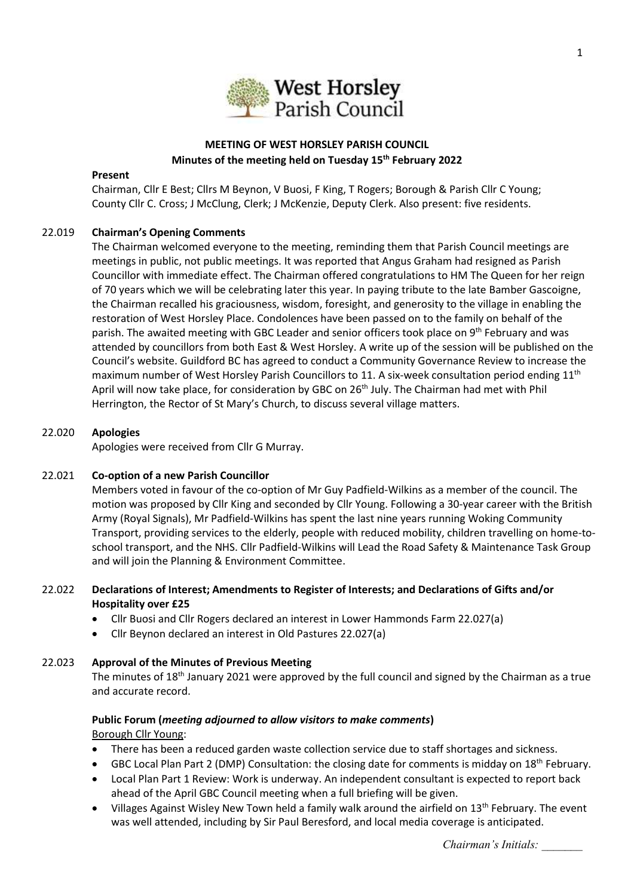# MEETING OF WEST HORSLEY PARISH COUNCIL

## Minutes of the meeting held on Tuesday 15th February 2022

**Present**

Chairman, Cllr E Best; Cllrs M Beynon, V Buosi, F King, T Rogers; Borough & Parish Cllr C Young; County Cllr C. Cross; J McClung, Clerk; J McKenzie, Deputy Clerk. Also present: five residents.

### 22.019 Chairman's Opening Comments

The Chairman welcomed everyone to the meeting, reminding them that Parish Council meetings are meetings in public, not public meetings. It was reported that Angus Graham had resigned as Parish Councillor with immediate effect. The Chairman offered congratulations to HM The Queen for her reign of 70 years which we will be celebrating later this year. In paying tribute to the late Bamber Gascoigne, the Chairman recalled his graciousness, wisdom, foresight, and generosity to the village in enabling the restoration of West Horsley Place. Condolences have been passed on to the family on behalf of the parish. The awaited meeting with GBC Leader and senior officers took place on 9th February and was attended by councillors from both East & West Horsley. A write up of the session will be published on the Council's website. Guildford BC has agreed to conduct a Community Governance Review to increase the maximum number of West Horsley Parish Councillors to 11. A six-week consultation period ending 11th April will now take place, for consideration by GBC on 26th July. The Chairman had met with Phil Herrington, the Rector of St Mary's Church, to discuss several village matters.

### 22.020 Apologies

Apologies were received from Cllr G Murray.

### 22.021 Co-option of a new Parish Councillor

Members voted in favour of the co-option of Mr Guy Padfield-Wilkins as a member of the council. The motion was proposed by Cllr King and seconded by Cllr Young. Following a 30-year career with the British Army (Royal Signals), Mr Padfield-Wilkins has spent the last nine years running Woking Community Transport, providing services to the elderly, people with reduced mobility, children travelling on home-to-school transport, and the NHS. Cllr Padfield-Wilkins will Lead the Road Safety & Maintenance Task Group and will join the Planning & Environment Committee.

### 22.022 Declarations of Interest; Amendments to Register of Interests; and Declarations of Gifts and/or Hospitality over £25

- Cllr Buosi and Cllr Rogers declared an interest in Lower Hammonds Farm 22.027(a)
- Cllr Beynon declared an interest in Old Pastures 22.027(a)

### 22.023 Approval of the Minutes of Previous Meeting

The minutes of 18th January 2021 were approved by the full council and signed by the Chairman as a true and accurate record.

**Public Forum (*meeting adjourned to allow visitors to make comments*)**

Borough Cllr Young:

- There has been a reduced garden waste collection service due to staff shortages and sickness.
- GBC Local Plan Part 2 (DMP) Consultation: the closing date for comments is midday on 18th February.
- Local Plan Part 1 Review: Work is underway. An independent consultant is expected to report back ahead of the April GBC Council meeting when a full briefing will be given.
- Villages Against Wisley New Town held a family walk around the airfield on 13th February. The event was well attended, including by Sir Paul Beresford, and local media coverage is anticipated.

*Chairman's Initials: \_\_\_\_\_\_\_*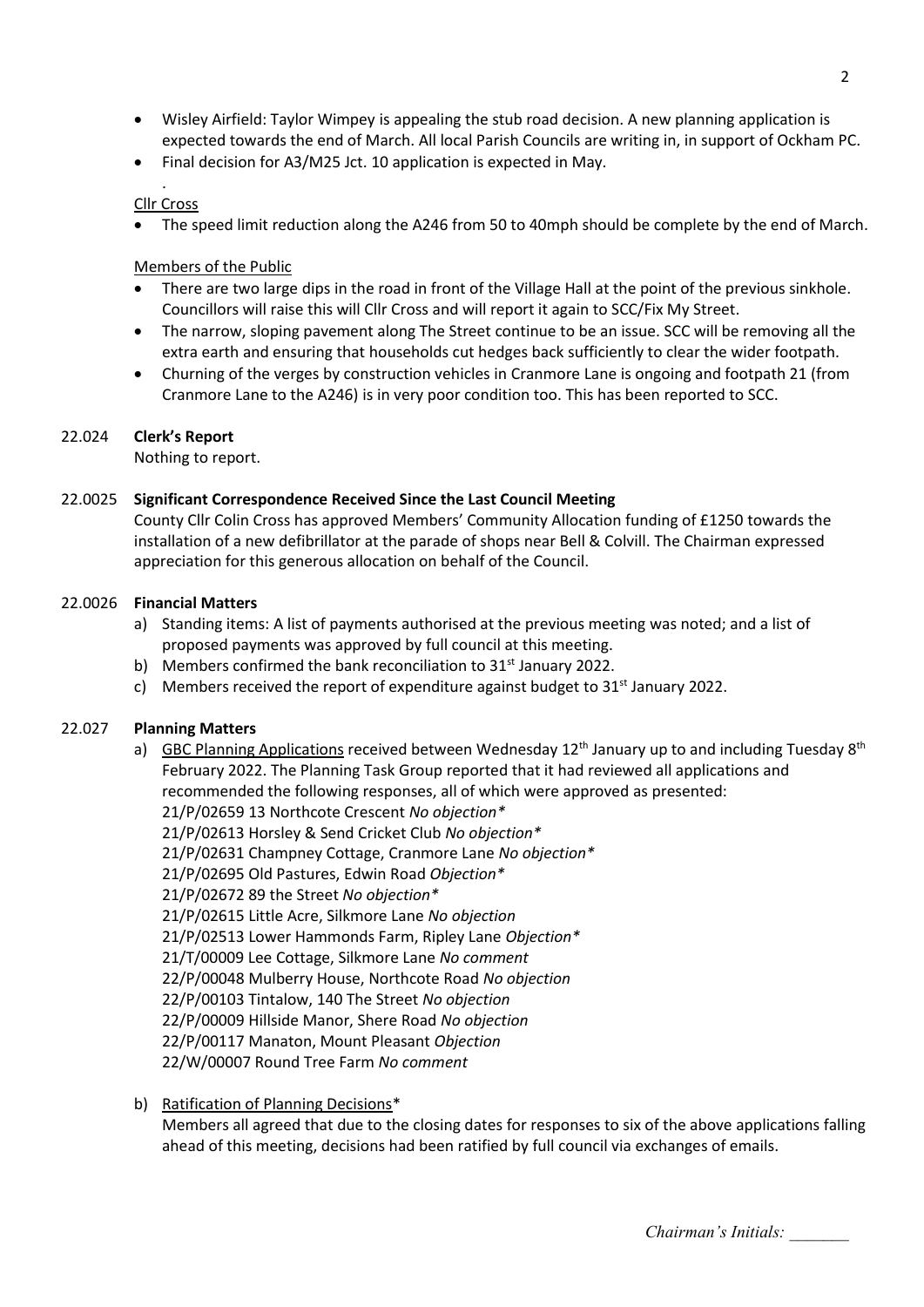- Wisley Airfield: Taylor Wimpey is appealing the stub road decision. A new planning application is expected towards the end of March. All local Parish Councils are writing in, in support of Ockham PC.
- Final decision for A3/M25 Jct. 10 application is expected in May.

.

Cllr Cross

- The speed limit reduction along the A246 from 50 to 40mph should be complete by the end of March.

Members of the Public

- There are two large dips in the road in front of the Village Hall at the point of the previous sinkhole. Councillors will raise this will Cllr Cross and will report it again to SCC/Fix My Street.
- The narrow, sloping pavement along The Street continue to be an issue. SCC will be removing all the extra earth and ensuring that households cut hedges back sufficiently to clear the wider footpath.
- Churning of the verges by construction vehicles in Cranmore Lane is ongoing and footpath 21 (from Cranmore Lane to the A246) is in very poor condition too. This has been reported to SCC.

22.024 **Clerk's Report**

Nothing to report.

22.0025 **Significant Correspondence Received Since the Last Council Meeting**

County Cllr Colin Cross has approved Members' Community Allocation funding of £1250 towards the installation of a new defibrillator at the parade of shops near Bell & Colvill. The Chairman expressed appreciation for this generous allocation on behalf of the Council.

22.0026 **Financial Matters**

a) Standing items: A list of payments authorised at the previous meeting was noted; and a list of proposed payments was approved by full council at this meeting.
b) Members confirmed the bank reconciliation to 31st January 2022.
c) Members received the report of expenditure against budget to 31st January 2022.

22.027 **Planning Matters**

a) GBC Planning Applications received between Wednesday 12th January up to and including Tuesday 8th February 2022. The Planning Task Group reported that it had reviewed all applications and recommended the following responses, all of which were approved as presented:
21/P/02659 13 Northcote Crescent *No objection**
21/P/02613 Horsley & Send Cricket Club *No objection**
21/P/02631 Champney Cottage, Cranmore Lane *No objection**
21/P/02695 Old Pastures, Edwin Road *Objection**
21/P/02672 89 the Street *No objection**
21/P/02615 Little Acre, Silkmore Lane *No objection*
21/P/02513 Lower Hammonds Farm, Ripley Lane *Objection**
21/T/00009 Lee Cottage, Silkmore Lane *No comment*
22/P/00048 Mulberry House, Northcote Road *No objection*
22/P/00103 Tintalow, 140 The Street *No objection*
22/P/00009 Hillside Manor, Shere Road *No objection*
22/P/00117 Manaton, Mount Pleasant *Objection*
22/W/00007 Round Tree Farm *No comment*

b) Ratification of Planning Decisions*
Members all agreed that due to the closing dates for responses to six of the above applications falling ahead of this meeting, decisions had been ratified by full council via exchanges of emails.

*Chairman's Initials: \_\_\_\_\_\_\_*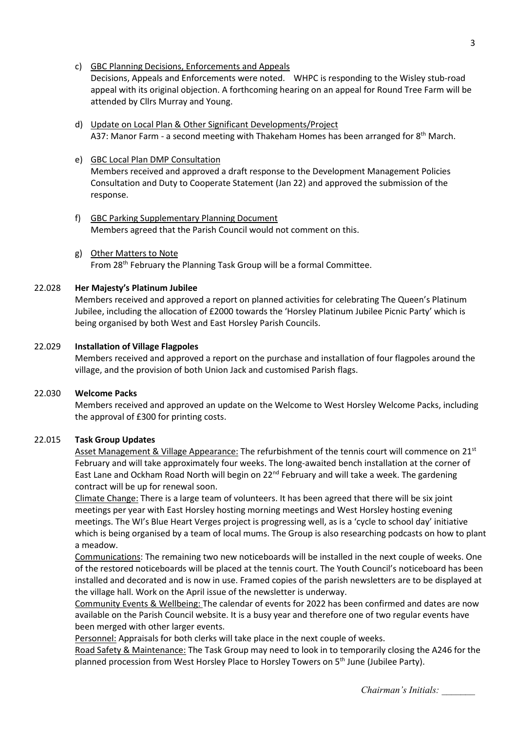c) <u>GBC Planning Decisions, Enforcements and Appeals</u>
Decisions, Appeals and Enforcements were noted. WHPC is responding to the Wisley stub-road appeal with its original objection. A forthcoming hearing on an appeal for Round Tree Farm will be attended by Cllrs Murray and Young.

d) <u>Update on Local Plan & Other Significant Developments/Project</u>
A37: Manor Farm - a second meeting with Thakeham Homes has been arranged for 8th March.

e) <u>GBC Local Plan DMP Consultation</u>
Members received and approved a draft response to the Development Management Policies Consultation and Duty to Cooperate Statement (Jan 22) and approved the submission of the response.

f) <u>GBC Parking Supplementary Planning Document</u>
Members agreed that the Parish Council would not comment on this.

g) <u>Other Matters to Note</u>
From 28th February the Planning Task Group will be a formal Committee.

22.028 **Her Majesty's Platinum Jubilee**

Members received and approved a report on planned activities for celebrating The Queen's Platinum Jubilee, including the allocation of £2000 towards the 'Horsley Platinum Jubilee Picnic Party' which is being organised by both West and East Horsley Parish Councils.

22.029 **Installation of Village Flagpoles**

Members received and approved a report on the purchase and installation of four flagpoles around the village, and the provision of both Union Jack and customised Parish flags.

22.030 **Welcome Packs**

Members received and approved an update on the Welcome to West Horsley Welcome Packs, including the approval of £300 for printing costs.

22.015 **Task Group Updates**

<u>Asset Management & Village Appearance:</u> The refurbishment of the tennis court will commence on 21st February and will take approximately four weeks. The long-awaited bench installation at the corner of East Lane and Ockham Road North will begin on 22nd February and will take a week. The gardening contract will be up for renewal soon.

<u>Climate Change:</u> There is a large team of volunteers. It has been agreed that there will be six joint meetings per year with East Horsley hosting morning meetings and West Horsley hosting evening meetings. The WI's Blue Heart Verges project is progressing well, as is a 'cycle to school day' initiative which is being organised by a team of local mums. The Group is also researching podcasts on how to plant a meadow.

<u>Communications</u>: The remaining two new noticeboards will be installed in the next couple of weeks. One of the restored noticeboards will be placed at the tennis court. The Youth Council's noticeboard has been installed and decorated and is now in use. Framed copies of the parish newsletters are to be displayed at the village hall. Work on the April issue of the newsletter is underway.

<u>Community Events & Wellbeing:</u> The calendar of events for 2022 has been confirmed and dates are now available on the Parish Council website. It is a busy year and therefore one of two regular events have been merged with other larger events.

<u>Personnel:</u> Appraisals for both clerks will take place in the next couple of weeks.

<u>Road Safety & Maintenance:</u> The Task Group may need to look in to temporarily closing the A246 for the planned procession from West Horsley Place to Horsley Towers on 5th June (Jubilee Party).

*Chairman's Initials: \_\_\_\_\_\_\_*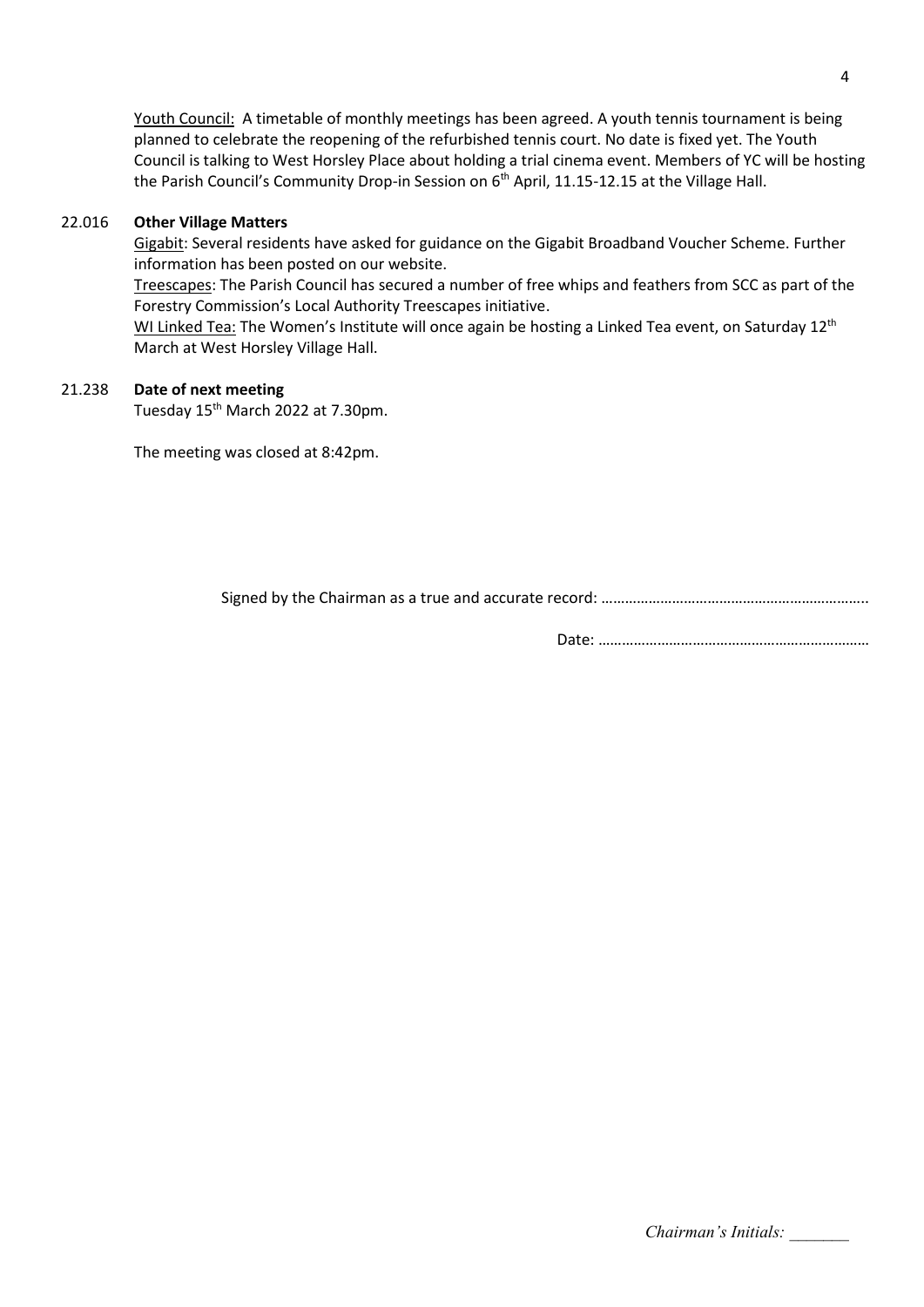Youth Council: A timetable of monthly meetings has been agreed. A youth tennis tournament is being planned to celebrate the reopening of the refurbished tennis court. No date is fixed yet. The Youth Council is talking to West Horsley Place about holding a trial cinema event. Members of YC will be hosting the Parish Council's Community Drop-in Session on 6th April, 11.15-12.15 at the Village Hall.

22.016 **Other Village Matters**

Gigabit: Several residents have asked for guidance on the Gigabit Broadband Voucher Scheme. Further information has been posted on our website.

Treescapes: The Parish Council has secured a number of free whips and feathers from SCC as part of the Forestry Commission's Local Authority Treescapes initiative.

WI Linked Tea: The Women's Institute will once again be hosting a Linked Tea event, on Saturday 12th March at West Horsley Village Hall.

21.238 **Date of next meeting**

Tuesday 15th March 2022 at 7.30pm.

The meeting was closed at 8:42pm.

Signed by the Chairman as a true and accurate record: …………………………………………………………..

Date: ……………………………………………………………

*Chairman's Initials: _______*